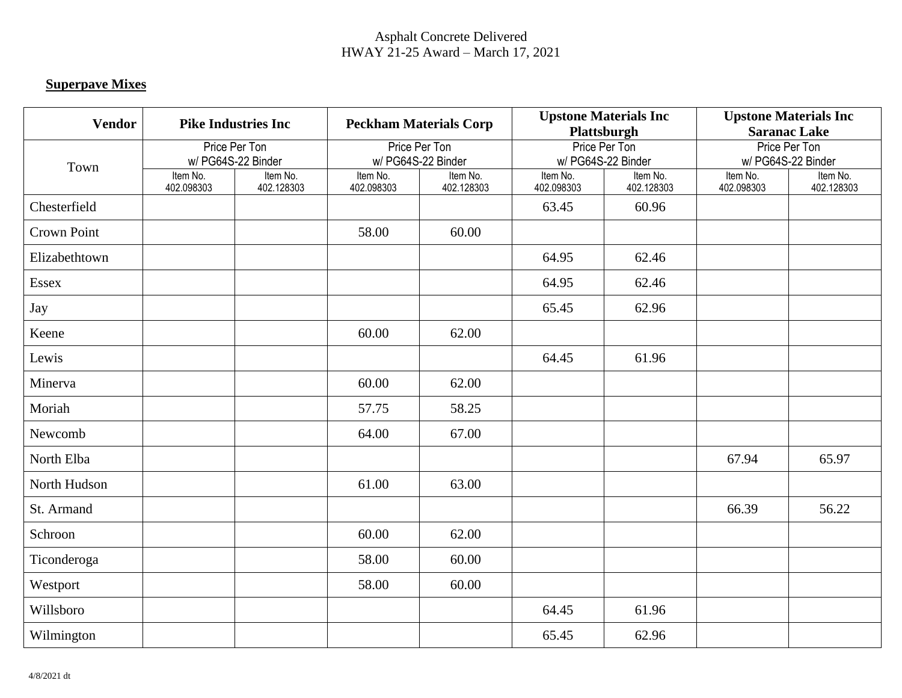Asphalt Concrete Delivered
HWAY 21-25 Award – March 17, 2021

**Superpave Mixes**

| Vendor | Pike Industries Inc | | Peckham Materials Corp | | Upstone Materials Inc Plattsburgh | | Upstone Materials Inc Saranac Lake | |
|---|---|---|---|---|---|---|---|---|
| Town | Price Per Ton w/ PG64S-22 Binder | | Price Per Ton w/ PG64S-22 Binder | | Price Per Ton w/ PG64S-22 Binder | | Price Per Ton w/ PG64S-22 Binder | |
| | Item No. 402.098303 | Item No. 402.128303 | Item No. 402.098303 | Item No. 402.128303 | Item No. 402.098303 | Item No. 402.128303 | Item No. 402.098303 | Item No. 402.128303 |
| Chesterfield | | | | | 63.45 | 60.96 | | |
| Crown Point | | | 58.00 | 60.00 | | | | |
| Elizabethtown | | | | | 64.95 | 62.46 | | |
| Essex | | | | | 64.95 | 62.46 | | |
| Jay | | | | | 65.45 | 62.96 | | |
| Keene | | | 60.00 | 62.00 | | | | |
| Lewis | | | | | 64.45 | 61.96 | | |
| Minerva | | | 60.00 | 62.00 | | | | |
| Moriah | | | 57.75 | 58.25 | | | | |
| Newcomb | | | 64.00 | 67.00 | | | | |
| North Elba | | | | | | | 67.94 | 65.97 |
| North Hudson | | | 61.00 | 63.00 | | | | |
| St. Armand | | | | | | | 66.39 | 56.22 |
| Schroon | | | 60.00 | 62.00 | | | | |
| Ticonderoga | | | 58.00 | 60.00 | | | | |
| Westport | | | 58.00 | 60.00 | | | | |
| Willsboro | | | | | 64.45 | 61.96 | | |
| Wilmington | | | | | 65.45 | 62.96 | | |

4/8/2021 dt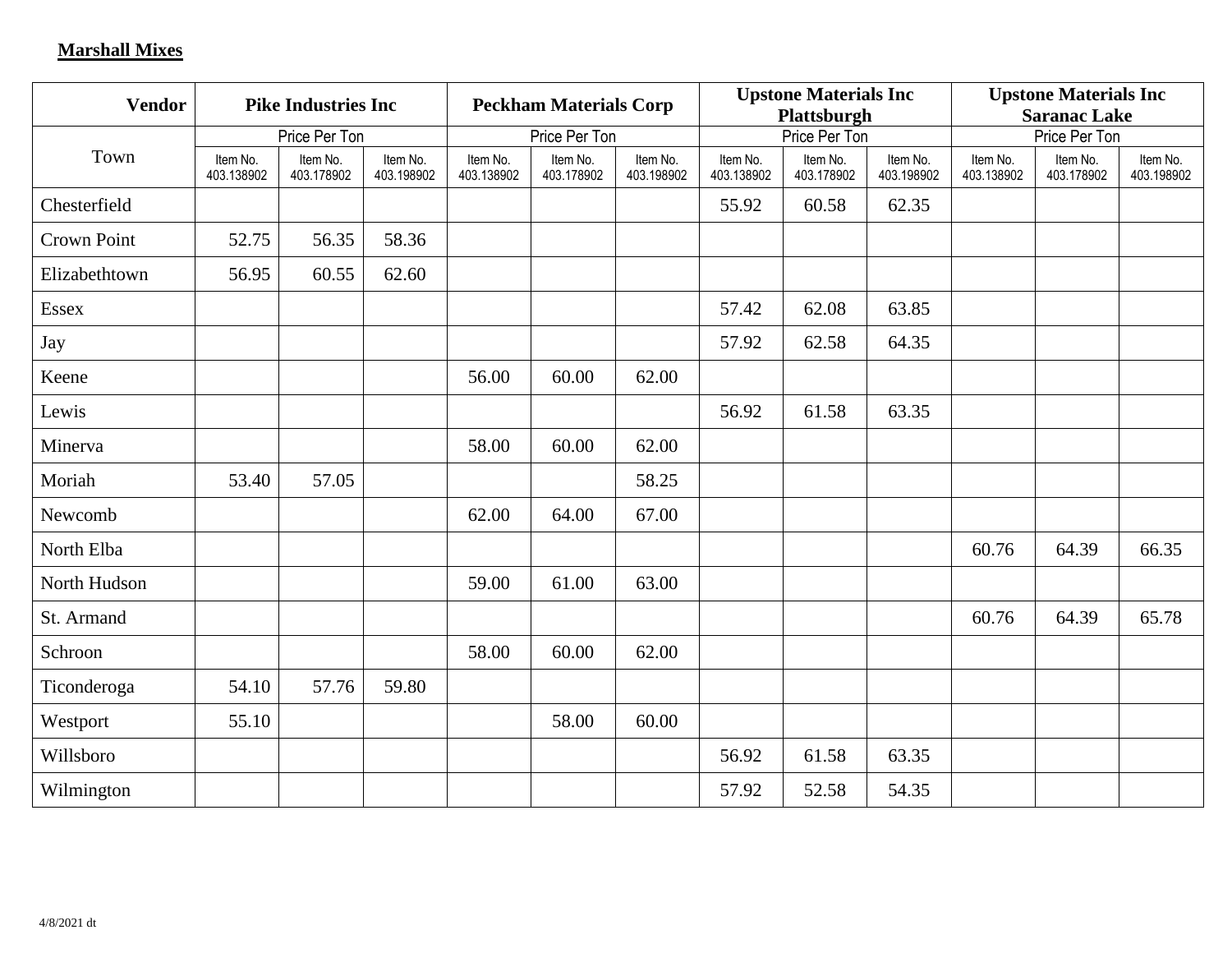**Marshall Mixes**

| Vendor | Pike Industries Inc | | | Peckham Materials Corp | | | Upstone Materials Inc Plattsburgh | | | Upstone Materials Inc Saranac Lake | | |
|---|---|---|---|---|---|---|---|---|---|---|---|---|
| | Price Per Ton | | | Price Per Ton | | | Price Per Ton | | | Price Per Ton | | |
| Town | Item No. 403.138902 | Item No. 403.178902 | Item No. 403.198902 | Item No. 403.138902 | Item No. 403.178902 | Item No. 403.198902 | Item No. 403.138902 | Item No. 403.178902 | Item No. 403.198902 | Item No. 403.138902 | Item No. 403.178902 | Item No. 403.198902 |
| Chesterfield | | | | | | | 55.92 | 60.58 | 62.35 | | | |
| Crown Point | 52.75 | 56.35 | 58.36 | | | | | | | | | |
| Elizabethtown | 56.95 | 60.55 | 62.60 | | | | | | | | | |
| Essex | | | | | | | 57.42 | 62.08 | 63.85 | | | |
| Jay | | | | | | | 57.92 | 62.58 | 64.35 | | | |
| Keene | | | | 56.00 | 60.00 | 62.00 | | | | | | |
| Lewis | | | | | | | 56.92 | 61.58 | 63.35 | | | |
| Minerva | | | | 58.00 | 60.00 | 62.00 | | | | | | |
| Moriah | 53.40 | 57.05 | | | | 58.25 | | | | | | |
| Newcomb | | | | 62.00 | 64.00 | 67.00 | | | | | | |
| North Elba | | | | | | | | | | 60.76 | 64.39 | 66.35 |
| North Hudson | | | | 59.00 | 61.00 | 63.00 | | | | | | |
| St. Armand | | | | | | | | | | 60.76 | 64.39 | 65.78 |
| Schroon | | | | 58.00 | 60.00 | 62.00 | | | | | | |
| Ticonderoga | 54.10 | 57.76 | 59.80 | | | | | | | | | |
| Westport | 55.10 | | | | 58.00 | 60.00 | | | | | | |
| Willsboro | | | | | | | 56.92 | 61.58 | 63.35 | | | |
| Wilmington | | | | | | | 57.92 | 52.58 | 54.35 | | | |

4/8/2021 dt